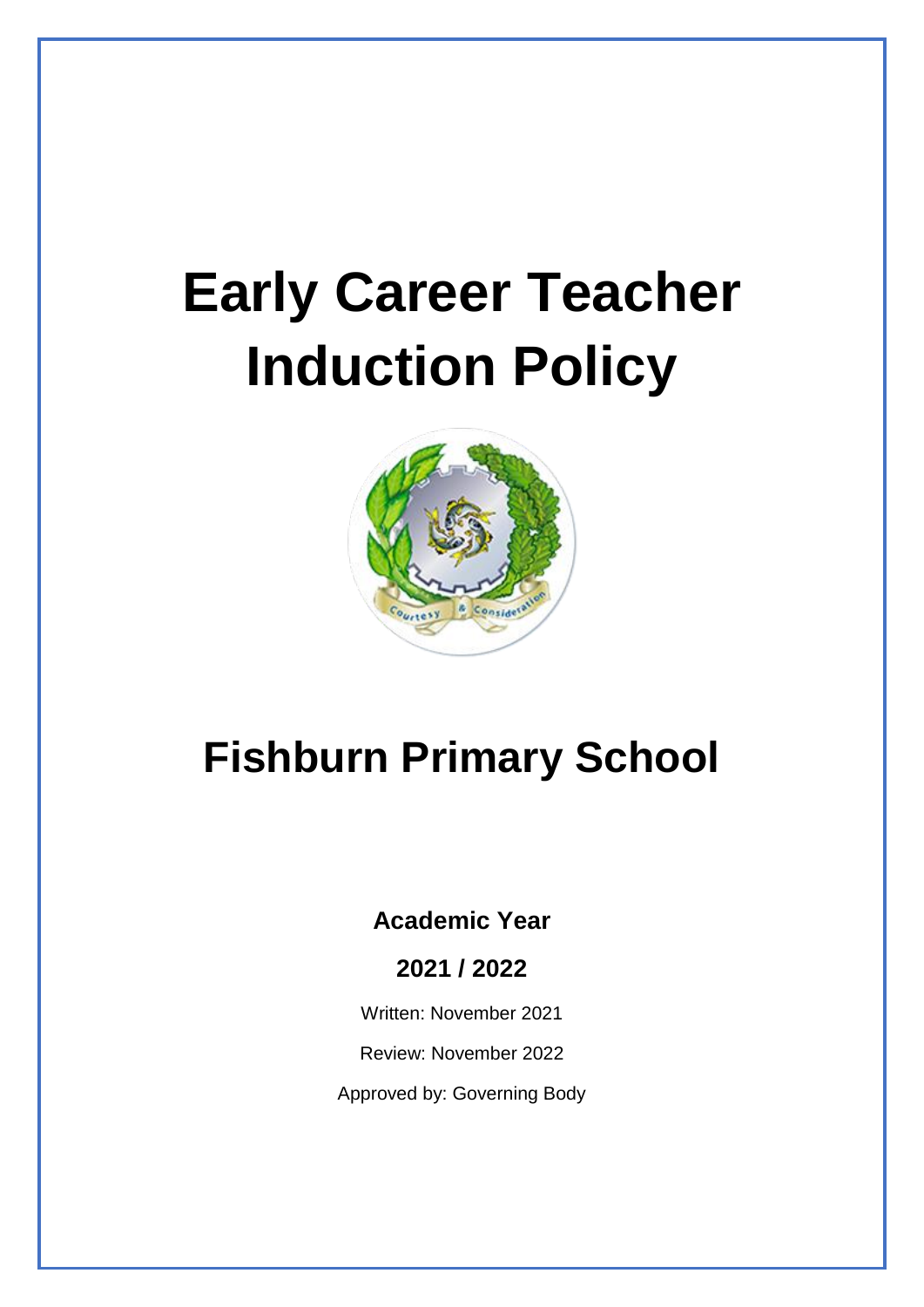# Early Career Teacher Induction Policy

# Fishburn Primary School

**Academic Year**

**2021 / 2022**

Written: November 2021

Review: November 2022

Approved by: Governing Body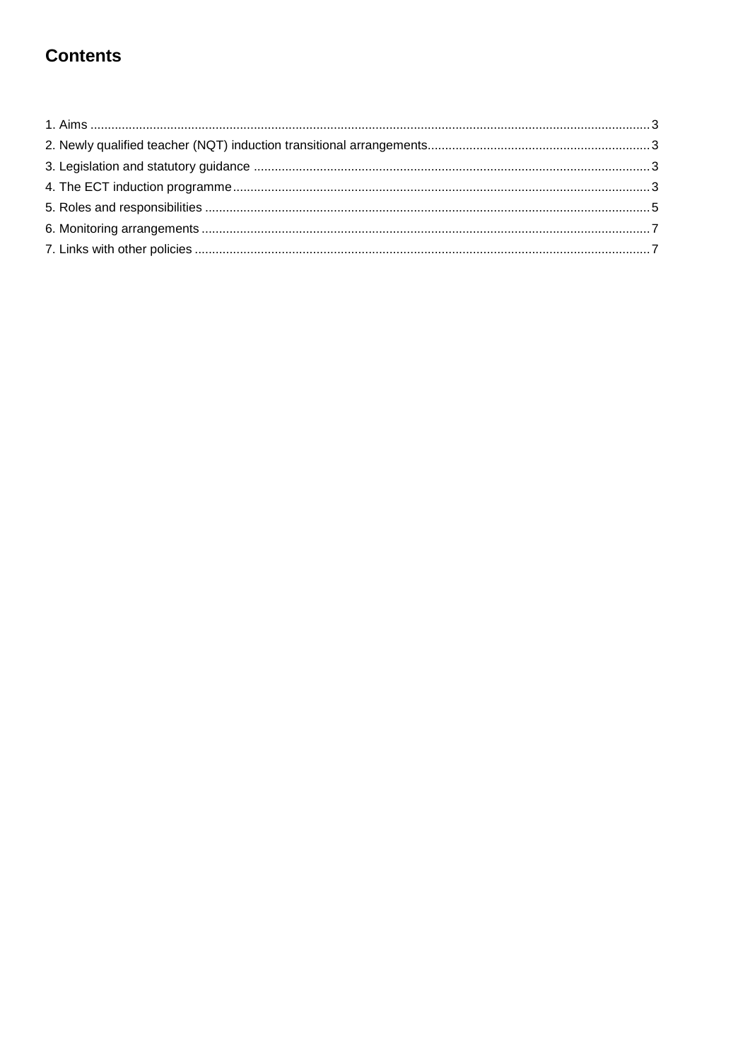# Contents

1. Aims ........ 3
2. Newly qualified teacher (NQT) induction transitional arrangements ........ 3
3. Legislation and statutory guidance ........ 3
4. The ECT induction programme ........ 3
5. Roles and responsibilities ........ 5
6. Monitoring arrangements ........ 7
7. Links with other policies ........ 7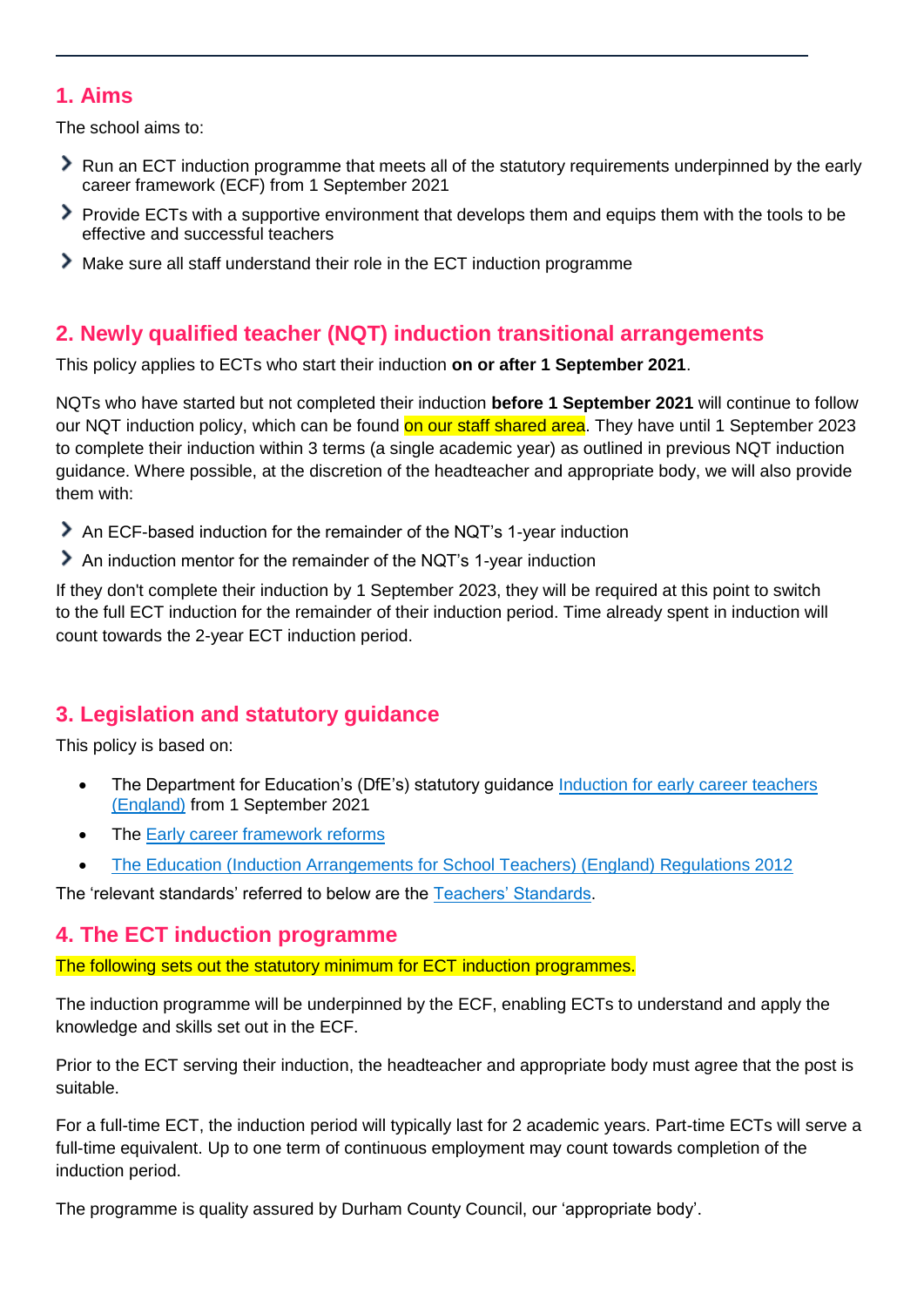## 1. Aims

The school aims to:

- Run an ECT induction programme that meets all of the statutory requirements underpinned by the early career framework (ECF) from 1 September 2021
- Provide ECTs with a supportive environment that develops them and equips them with the tools to be effective and successful teachers
- Make sure all staff understand their role in the ECT induction programme

## 2. Newly qualified teacher (NQT) induction transitional arrangements

This policy applies to ECTs who start their induction **on or after 1 September 2021**.

NQTs who have started but not completed their induction **before 1 September 2021** will continue to follow our NQT induction policy, which can be found on our staff shared area. They have until 1 September 2023 to complete their induction within 3 terms (a single academic year) as outlined in previous NQT induction guidance. Where possible, at the discretion of the headteacher and appropriate body, we will also provide them with:

- An ECF-based induction for the remainder of the NQT's 1-year induction
- An induction mentor for the remainder of the NQT's 1-year induction

If they don't complete their induction by 1 September 2023, they will be required at this point to switch to the full ECT induction for the remainder of their induction period. Time already spent in induction will count towards the 2-year ECT induction period.

## 3. Legislation and statutory guidance

This policy is based on:

- The Department for Education's (DfE's) statutory guidance [Induction for early career teachers (England)] from 1 September 2021
- The [Early career framework reforms]
- [The Education (Induction Arrangements for School Teachers) (England) Regulations 2012]

The 'relevant standards' referred to below are the [Teachers' Standards].

## 4. The ECT induction programme

The following sets out the statutory minimum for ECT induction programmes.

The induction programme will be underpinned by the ECF, enabling ECTs to understand and apply the knowledge and skills set out in the ECF.

Prior to the ECT serving their induction, the headteacher and appropriate body must agree that the post is suitable.

For a full-time ECT, the induction period will typically last for 2 academic years. Part-time ECTs will serve a full-time equivalent. Up to one term of continuous employment may count towards completion of the induction period.

The programme is quality assured by Durham County Council, our 'appropriate body'.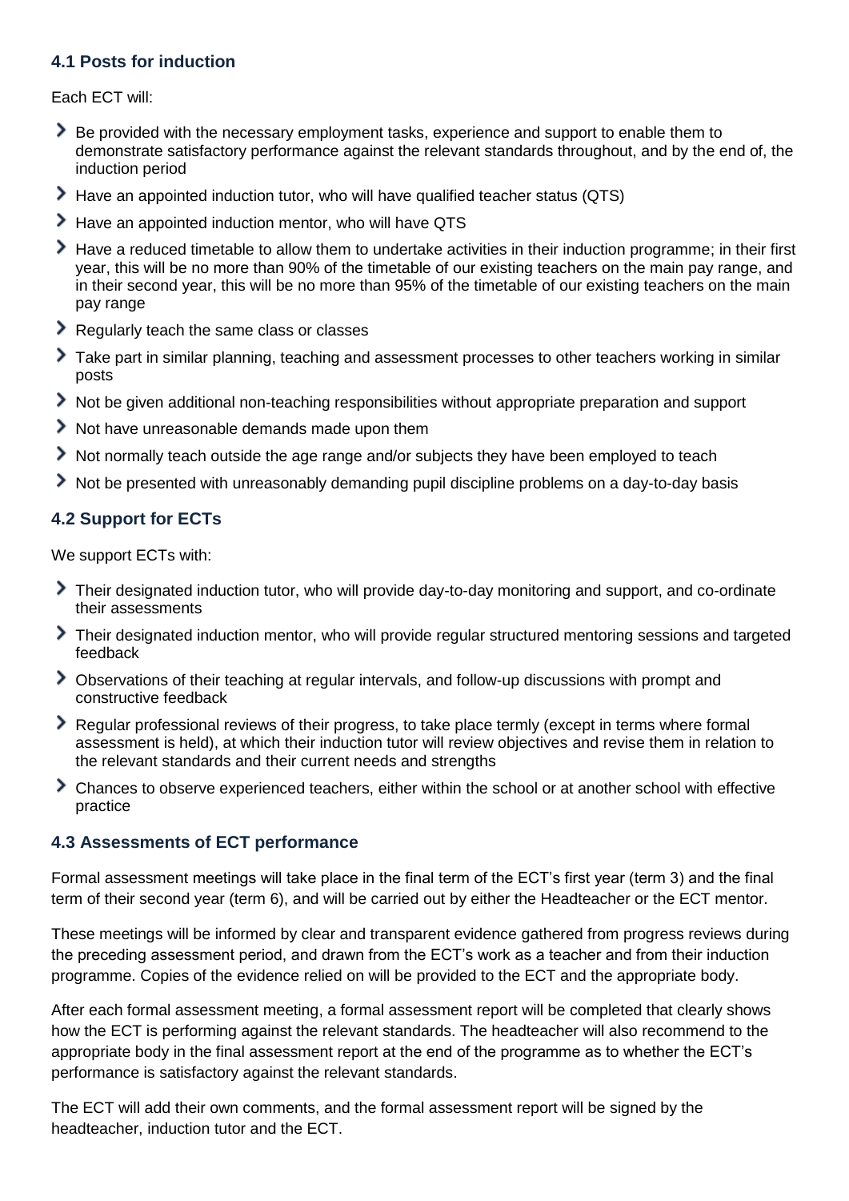### 4.1 Posts for induction

Each ECT will:

- Be provided with the necessary employment tasks, experience and support to enable them to demonstrate satisfactory performance against the relevant standards throughout, and by the end of, the induction period
- Have an appointed induction tutor, who will have qualified teacher status (QTS)
- Have an appointed induction mentor, who will have QTS
- Have a reduced timetable to allow them to undertake activities in their induction programme; in their first year, this will be no more than 90% of the timetable of our existing teachers on the main pay range, and in their second year, this will be no more than 95% of the timetable of our existing teachers on the main pay range
- Regularly teach the same class or classes
- Take part in similar planning, teaching and assessment processes to other teachers working in similar posts
- Not be given additional non-teaching responsibilities without appropriate preparation and support
- Not have unreasonable demands made upon them
- Not normally teach outside the age range and/or subjects they have been employed to teach
- Not be presented with unreasonably demanding pupil discipline problems on a day-to-day basis

### 4.2 Support for ECTs

We support ECTs with:

- Their designated induction tutor, who will provide day-to-day monitoring and support, and co-ordinate their assessments
- Their designated induction mentor, who will provide regular structured mentoring sessions and targeted feedback
- Observations of their teaching at regular intervals, and follow-up discussions with prompt and constructive feedback
- Regular professional reviews of their progress, to take place termly (except in terms where formal assessment is held), at which their induction tutor will review objectives and revise them in relation to the relevant standards and their current needs and strengths
- Chances to observe experienced teachers, either within the school or at another school with effective practice

### 4.3 Assessments of ECT performance

Formal assessment meetings will take place in the final term of the ECT's first year (term 3) and the final term of their second year (term 6), and will be carried out by either the Headteacher or the ECT mentor.

These meetings will be informed by clear and transparent evidence gathered from progress reviews during the preceding assessment period, and drawn from the ECT's work as a teacher and from their induction programme. Copies of the evidence relied on will be provided to the ECT and the appropriate body.

After each formal assessment meeting, a formal assessment report will be completed that clearly shows how the ECT is performing against the relevant standards. The headteacher will also recommend to the appropriate body in the final assessment report at the end of the programme as to whether the ECT's performance is satisfactory against the relevant standards.

The ECT will add their own comments, and the formal assessment report will be signed by the headteacher, induction tutor and the ECT.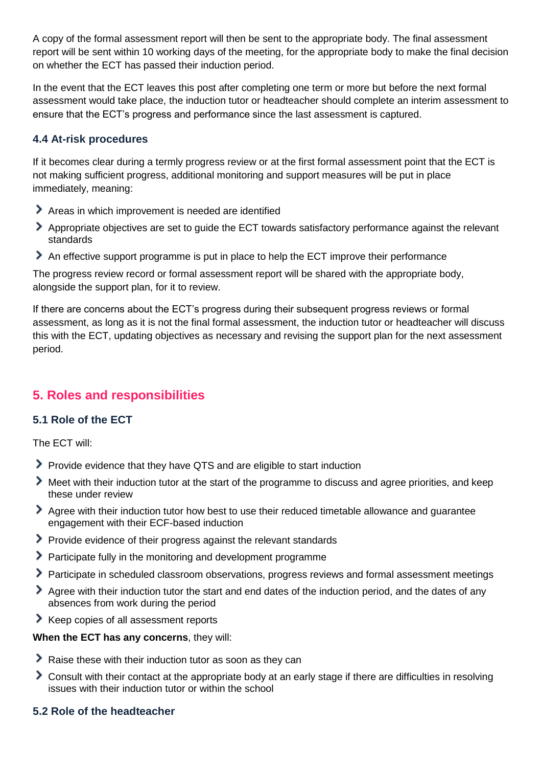A copy of the formal assessment report will then be sent to the appropriate body. The final assessment report will be sent within 10 working days of the meeting, for the appropriate body to make the final decision on whether the ECT has passed their induction period.

In the event that the ECT leaves this post after completing one term or more but before the next formal assessment would take place, the induction tutor or headteacher should complete an interim assessment to ensure that the ECT's progress and performance since the last assessment is captured.

### 4.4 At-risk procedures

If it becomes clear during a termly progress review or at the first formal assessment point that the ECT is not making sufficient progress, additional monitoring and support measures will be put in place immediately, meaning:

- Areas in which improvement is needed are identified
- Appropriate objectives are set to guide the ECT towards satisfactory performance against the relevant standards
- An effective support programme is put in place to help the ECT improve their performance

The progress review record or formal assessment report will be shared with the appropriate body, alongside the support plan, for it to review.

If there are concerns about the ECT's progress during their subsequent progress reviews or formal assessment, as long as it is not the final formal assessment, the induction tutor or headteacher will discuss this with the ECT, updating objectives as necessary and revising the support plan for the next assessment period.

## 5. Roles and responsibilities

### 5.1 Role of the ECT

The ECT will:

- Provide evidence that they have QTS and are eligible to start induction
- Meet with their induction tutor at the start of the programme to discuss and agree priorities, and keep these under review
- Agree with their induction tutor how best to use their reduced timetable allowance and guarantee engagement with their ECF-based induction
- Provide evidence of their progress against the relevant standards
- Participate fully in the monitoring and development programme
- Participate in scheduled classroom observations, progress reviews and formal assessment meetings
- Agree with their induction tutor the start and end dates of the induction period, and the dates of any absences from work during the period
- Keep copies of all assessment reports

**When the ECT has any concerns**, they will:

- Raise these with their induction tutor as soon as they can
- Consult with their contact at the appropriate body at an early stage if there are difficulties in resolving issues with their induction tutor or within the school

### 5.2 Role of the headteacher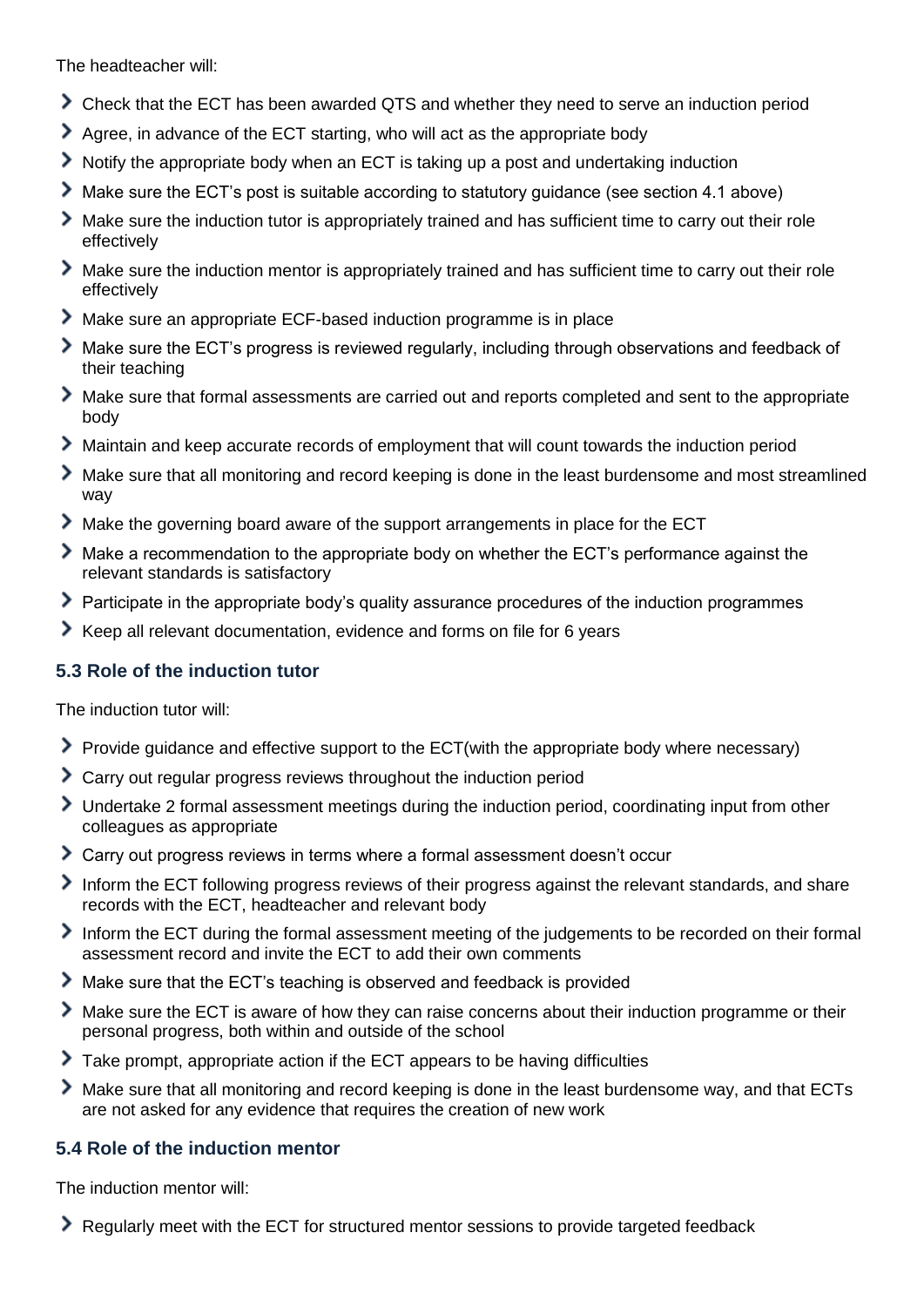The headteacher will:

- Check that the ECT has been awarded QTS and whether they need to serve an induction period
- Agree, in advance of the ECT starting, who will act as the appropriate body
- Notify the appropriate body when an ECT is taking up a post and undertaking induction
- Make sure the ECT's post is suitable according to statutory guidance (see section 4.1 above)
- Make sure the induction tutor is appropriately trained and has sufficient time to carry out their role effectively
- Make sure the induction mentor is appropriately trained and has sufficient time to carry out their role effectively
- Make sure an appropriate ECF-based induction programme is in place
- Make sure the ECT's progress is reviewed regularly, including through observations and feedback of their teaching
- Make sure that formal assessments are carried out and reports completed and sent to the appropriate body
- Maintain and keep accurate records of employment that will count towards the induction period
- Make sure that all monitoring and record keeping is done in the least burdensome and most streamlined way
- Make the governing board aware of the support arrangements in place for the ECT
- Make a recommendation to the appropriate body on whether the ECT's performance against the relevant standards is satisfactory
- Participate in the appropriate body's quality assurance procedures of the induction programmes
- Keep all relevant documentation, evidence and forms on file for 6 years

### 5.3 Role of the induction tutor

The induction tutor will:

- Provide guidance and effective support to the ECT(with the appropriate body where necessary)
- Carry out regular progress reviews throughout the induction period
- Undertake 2 formal assessment meetings during the induction period, coordinating input from other colleagues as appropriate
- Carry out progress reviews in terms where a formal assessment doesn't occur
- Inform the ECT following progress reviews of their progress against the relevant standards, and share records with the ECT, headteacher and relevant body
- Inform the ECT during the formal assessment meeting of the judgements to be recorded on their formal assessment record and invite the ECT to add their own comments
- Make sure that the ECT's teaching is observed and feedback is provided
- Make sure the ECT is aware of how they can raise concerns about their induction programme or their personal progress, both within and outside of the school
- Take prompt, appropriate action if the ECT appears to be having difficulties
- Make sure that all monitoring and record keeping is done in the least burdensome way, and that ECTs are not asked for any evidence that requires the creation of new work

### 5.4 Role of the induction mentor

The induction mentor will:

- Regularly meet with the ECT for structured mentor sessions to provide targeted feedback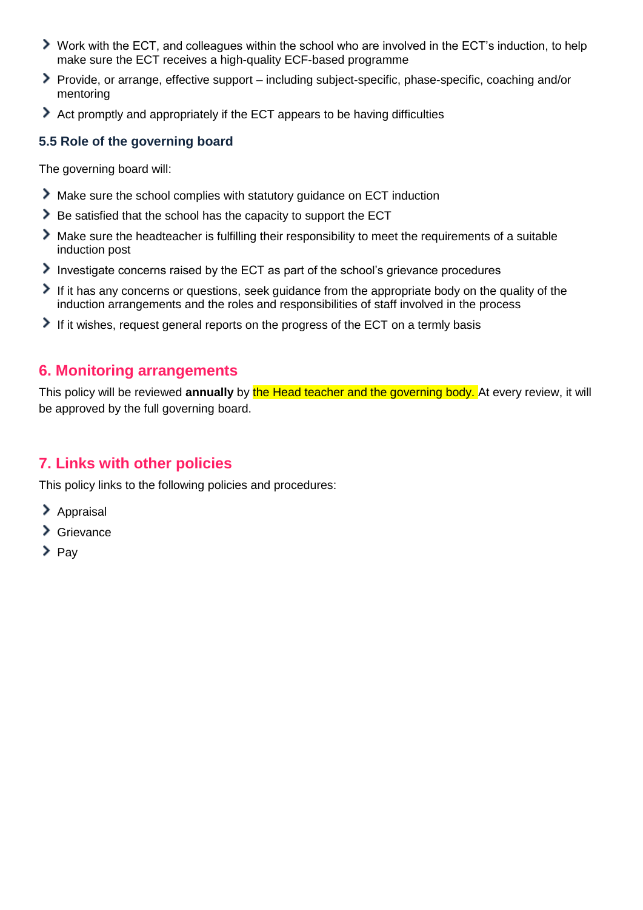- Work with the ECT, and colleagues within the school who are involved in the ECT's induction, to help make sure the ECT receives a high-quality ECF-based programme
- Provide, or arrange, effective support – including subject-specific, phase-specific, coaching and/or mentoring
- Act promptly and appropriately if the ECT appears to be having difficulties

### 5.5 Role of the governing board

The governing board will:

- Make sure the school complies with statutory guidance on ECT induction
- Be satisfied that the school has the capacity to support the ECT
- Make sure the headteacher is fulfilling their responsibility to meet the requirements of a suitable induction post
- Investigate concerns raised by the ECT as part of the school's grievance procedures
- If it has any concerns or questions, seek guidance from the appropriate body on the quality of the induction arrangements and the roles and responsibilities of staff involved in the process
- If it wishes, request general reports on the progress of the ECT on a termly basis

## 6. Monitoring arrangements

This policy will be reviewed **annually** by the Head teacher and the governing body. At every review, it will be approved by the full governing board.

## 7. Links with other policies

This policy links to the following policies and procedures:

- Appraisal
- Grievance
- Pay